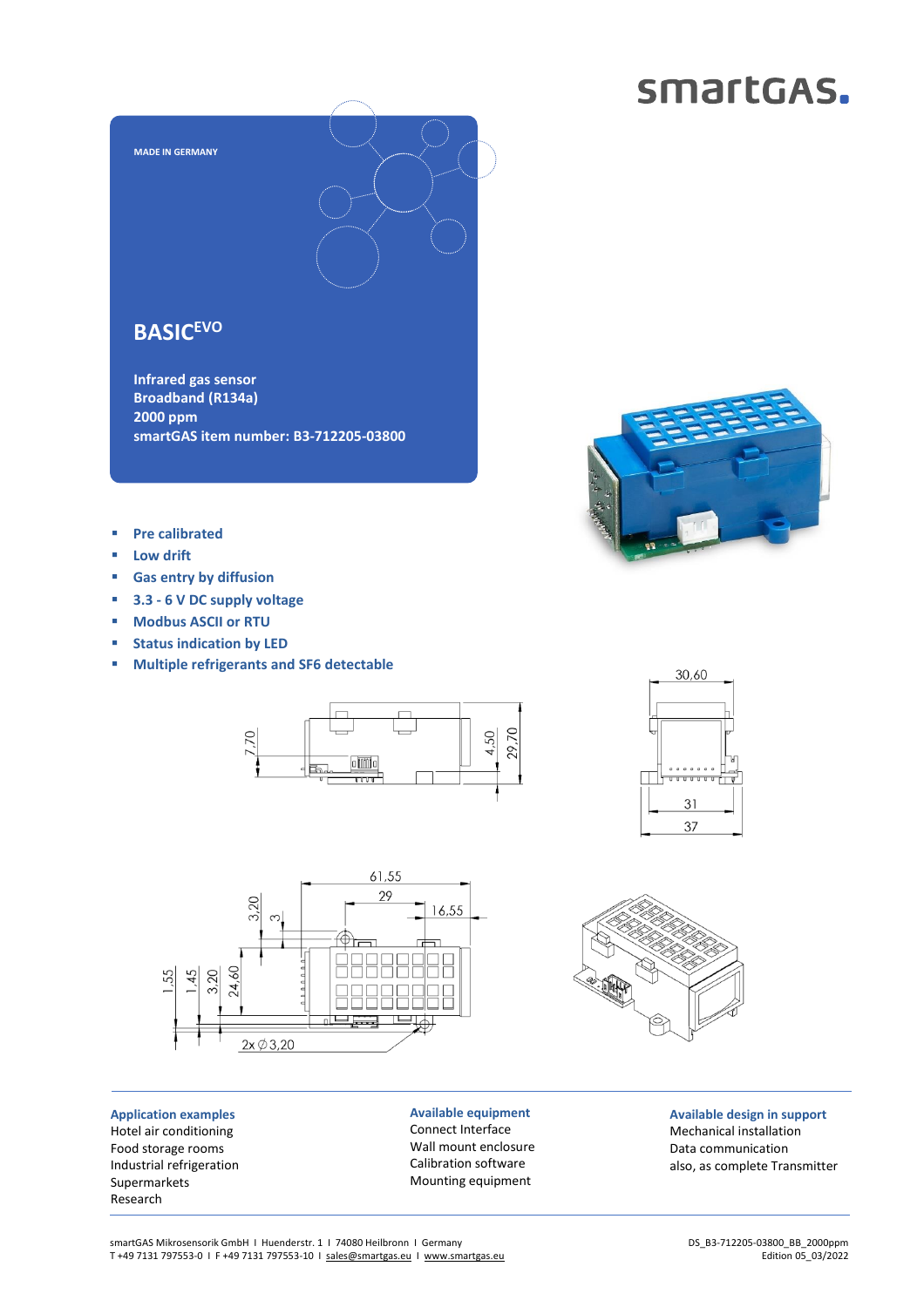smartGAS.

MADE IN GERMANY

# BASIC$^{EVO}$

**Infrared gas sensor**
**Broadband (R134a)**
**2000 ppm**
**smartGAS item number: B3-712205-03800**

- **Pre calibrated**
- **Low drift**
- **Gas entry by diffusion**
- **3.3 - 6 V DC supply voltage**
- **Modbus ASCII or RTU**
- **Status indication by LED**
- **Multiple refrigerants and SF6 detectable**

**Application examples**
Hotel air conditioning
Food storage rooms
Industrial refrigeration
Supermarkets
Research

**Available equipment**
Connect Interface
Wall mount enclosure
Calibration software
Mounting equipment

**Available design in support**
Mechanical installation
Data communication
also, as complete Transmitter

smartGAS Mikrosensorik GmbH I Huenderstr. 1 I 74080 Heilbronn I Germany
T +49 7131 797553-0 I F +49 7131 797553-10 I sales@smartgas.eu I www.smartgas.eu

DS_B3-712205-03800_BB_2000ppm
Edition 05_03/2022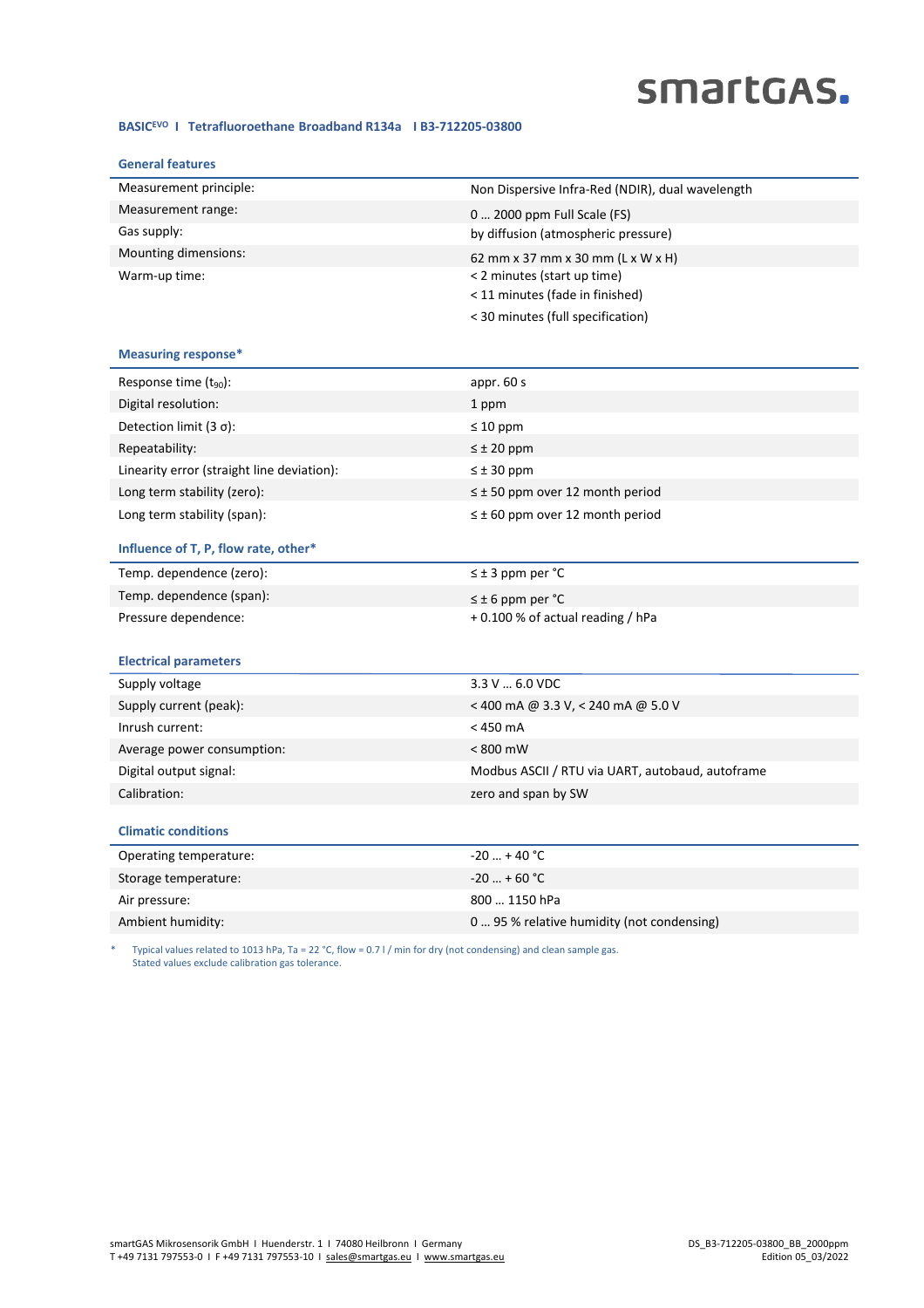smartGAS.

**BASIC$^{EVO}$ I Tetrafluoroethane Broadband R134a I B3-712205-03800**

### General features

| | |
|---|---|
| Measurement principle: | Non Dispersive Infra-Red (NDIR), dual wavelength |
| Measurement range: | 0 … 2000 ppm Full Scale (FS) |
| Gas supply: | by diffusion (atmospheric pressure) |
| Mounting dimensions: | 62 mm x 37 mm x 30 mm (L x W x H) |
| Warm-up time: | < 2 minutes (start up time)<br>< 11 minutes (fade in finished)<br>< 30 minutes (full specification) |

### Measuring response*

| | |
|---|---|
| Response time ($t_{90}$): | appr. 60 s |
| Digital resolution: | 1 ppm |
| Detection limit (3 σ): | ≤ 10 ppm |
| Repeatability: | ≤ ± 20 ppm |
| Linearity error (straight line deviation): | ≤ ± 30 ppm |
| Long term stability (zero): | ≤ ± 50 ppm over 12 month period |
| Long term stability (span): | ≤ ± 60 ppm over 12 month period |

### Influence of T, P, flow rate, other*

| | |
|---|---|
| Temp. dependence (zero): | ≤ ± 3 ppm per °C |
| Temp. dependence (span): | ≤ ± 6 ppm per °C |
| Pressure dependence: | + 0.100 % of actual reading / hPa |

### Electrical parameters

| | |
|---|---|
| Supply voltage | 3.3 V … 6.0 VDC |
| Supply current (peak): | < 400 mA @ 3.3 V, < 240 mA @ 5.0 V |
| Inrush current: | < 450 mA |
| Average power consumption: | < 800 mW |
| Digital output signal: | Modbus ASCII / RTU via UART, autobaud, autoframe |
| Calibration: | zero and span by SW |

### Climatic conditions

| | |
|---|---|
| Operating temperature: | -20 … + 40 °C |
| Storage temperature: | -20 … + 60 °C |
| Air pressure: | 800 … 1150 hPa |
| Ambient humidity: | 0 … 95 % relative humidity (not condensing) |

\* Typical values related to 1013 hPa, Ta = 22 °C, flow = 0.7 l / min for dry (not condensing) and clean sample gas.
Stated values exclude calibration gas tolerance.

smartGAS Mikrosensorik GmbH I Huenderstr. 1 I 74080 Heilbronn I Germany
T +49 7131 797553-0 I F +49 7131 797553-10 I sales@smartgas.eu I www.smartgas.eu

DS_B3-712205-03800_BB_2000ppm
Edition 05_03/2022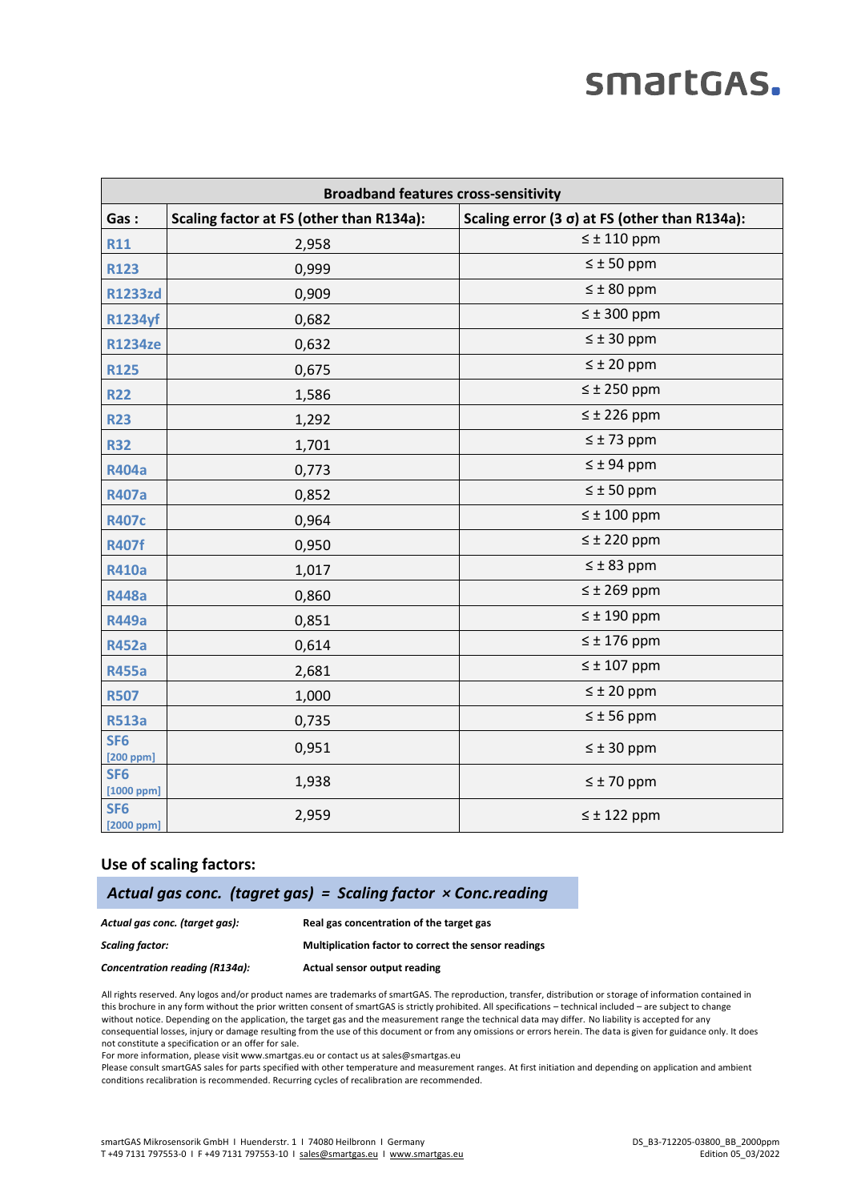| Broadband features cross-sensitivity | | |
|---|---|---|
| **Gas :** | **Scaling factor at FS (other than R134a):** | **Scaling error (3 σ) at FS (other than R134a):** |
| **R11** | 2,958 | ≤ ± 110 ppm |
| **R123** | 0,999 | ≤ ± 50 ppm |
| **R1233zd** | 0,909 | ≤ ± 80 ppm |
| **R1234yf** | 0,682 | ≤ ± 300 ppm |
| **R1234ze** | 0,632 | ≤ ± 30 ppm |
| **R125** | 0,675 | ≤ ± 20 ppm |
| **R22** | 1,586 | ≤ ± 250 ppm |
| **R23** | 1,292 | ≤ ± 226 ppm |
| **R32** | 1,701 | ≤ ± 73 ppm |
| **R404a** | 0,773 | ≤ ± 94 ppm |
| **R407a** | 0,852 | ≤ ± 50 ppm |
| **R407c** | 0,964 | ≤ ± 100 ppm |
| **R407f** | 0,950 | ≤ ± 220 ppm |
| **R410a** | 1,017 | ≤ ± 83 ppm |
| **R448a** | 0,860 | ≤ ± 269 ppm |
| **R449a** | 0,851 | ≤ ± 190 ppm |
| **R452a** | 0,614 | ≤ ± 176 ppm |
| **R455a** | 2,681 | ≤ ± 107 ppm |
| **R507** | 1,000 | ≤ ± 20 ppm |
| **R513a** | 0,735 | ≤ ± 56 ppm |
| **SF6** [200 ppm] | 0,951 | ≤ ± 30 ppm |
| **SF6** [1000 ppm] | 1,938 | ≤ ± 70 ppm |
| **SF6** [2000 ppm] | 2,959 | ≤ ± 122 ppm |

## Use of scaling factors:

***Actual gas conc. (tagret gas) = Scaling factor × Conc.reading***

| | |
|---|---|
| *Actual gas conc. (target gas):* | **Real gas concentration of the target gas** |
| *Scaling factor:* | **Multiplication factor to correct the sensor readings** |
| *Concentration reading (R134a):* | **Actual sensor output reading** |

All rights reserved. Any logos and/or product names are trademarks of smartGAS. The reproduction, transfer, distribution or storage of information contained in this brochure in any form without the prior written consent of smartGAS is strictly prohibited. All specifications – technical included – are subject to change without notice. Depending on the application, the target gas and the measurement range the technical data may differ. No liability is accepted for any consequential losses, injury or damage resulting from the use of this document or from any omissions or errors herein. The data is given for guidance only. It does not constitute a specification or an offer for sale.

For more information, please visit www.smartgas.eu or contact us at sales@smartgas.eu

Please consult smartGAS sales for parts specified with other temperature and measurement ranges. At first initiation and depending on application and ambient conditions recalibration is recommended. Recurring cycles of recalibration are recommended.